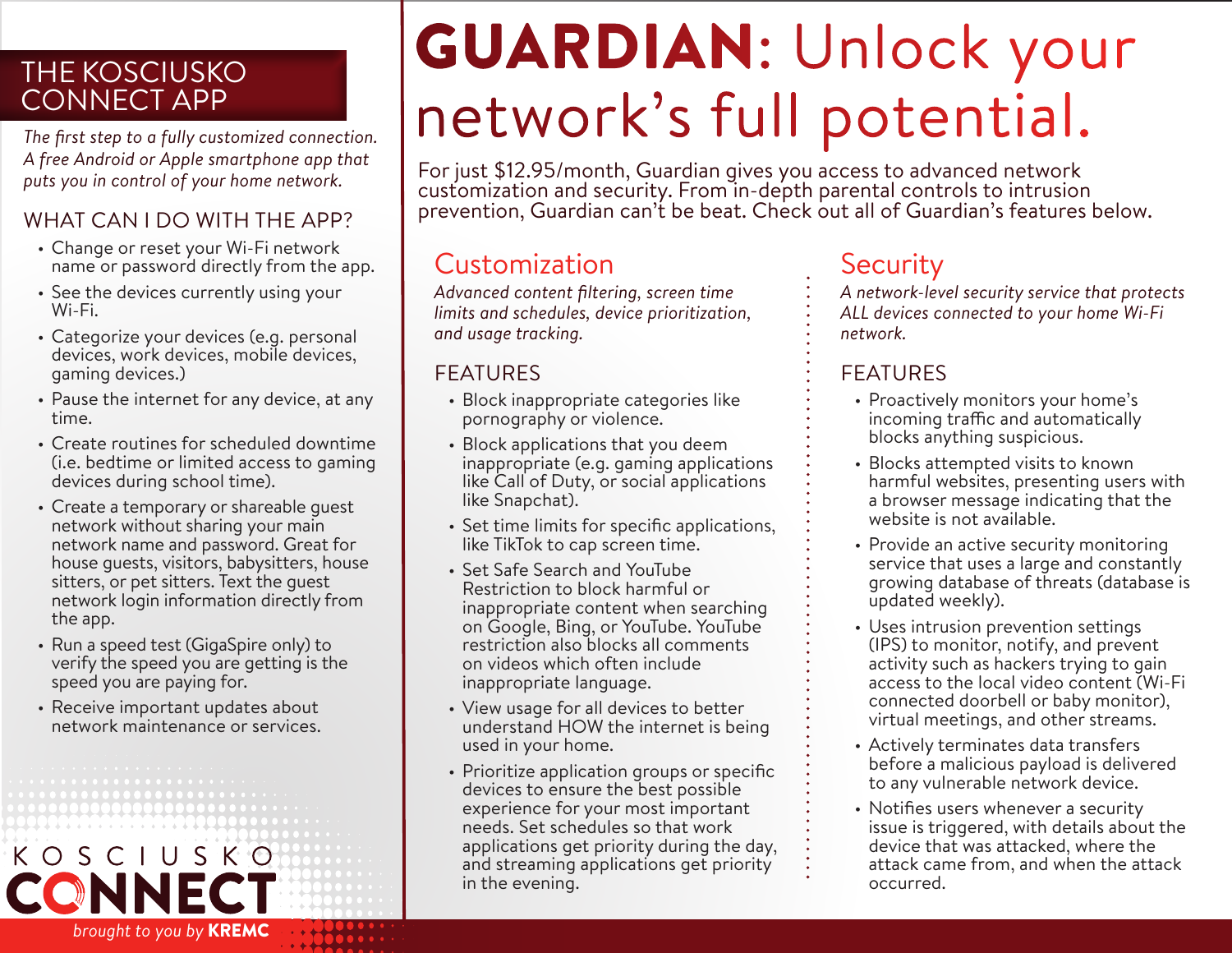# THE KOSCIUSKO CONNECT APP

*The first step to a fully customized connection. A free Android or Apple smartphone app that puts you in control of your home network.*

## WHAT CAN I DO WITH THE APP?

- Change or reset your Wi-Fi network name or password directly from the app.
- See the devices currently using your Wi-Fi.
- Categorize your devices (e.g. personal devices, work devices, mobile devices, gaming devices.)
- Pause the internet for any device, at any time.
- Create routines for scheduled downtime (i.e. bedtime or limited access to gaming devices during school time).
- Create a temporary or shareable guest network without sharing your main network name and password. Great for house guests, visitors, babysitters, house sitters, or pet sitters. Text the guest network login information directly from the app.
- Run a speed test (GigaSpire only) to verify the speed you are getting is the speed you are paying for.
- Receive important updates about network maintenance or services.

KOSCIUSKO CONNECT

*brought to you by* **KREMC**

# GUARDIAN: Unlock your network's full potential.

For just $12.95/month, Guardian gives you access to advanced network customization and security. From in-depth parental controls to intrusion prevention, Guardian can't be beat. Check out all of Guardian's features below.

## Customization

*Advanced content filtering, screen time limits and schedules, device prioritization, and usage tracking.*

### FEATURES

- Block inappropriate categories like pornography or violence.
- Block applications that you deem inappropriate (e.g. gaming applications like Call of Duty, or social applications like Snapchat).
- Set time limits for specific applications, like TikTok to cap screen time.
- Set Safe Search and YouTube Restriction to block harmful or inappropriate content when searching on Google, Bing, or YouTube. YouTube restriction also blocks all comments on videos which often include inappropriate language.
- View usage for all devices to better understand HOW the internet is being used in your home.
- Prioritize application groups or specific devices to ensure the best possible experience for your most important needs. Set schedules so that work applications get priority during the day, and streaming applications get priority in the evening.

## Security

*A network-level security service that protects ALL devices connected to your home Wi-Fi network.*

### FEATURES

- Proactively monitors your home's incoming traffic and automatically blocks anything suspicious.
- Blocks attempted visits to known harmful websites, presenting users with a browser message indicating that the website is not available.
- Provide an active security monitoring service that uses a large and constantly growing database of threats (database is updated weekly).
- Uses intrusion prevention settings (IPS) to monitor, notify, and prevent activity such as hackers trying to gain access to the local video content (Wi-Fi connected doorbell or baby monitor), virtual meetings, and other streams.
- Actively terminates data transfers before a malicious payload is delivered to any vulnerable network device.
- Notifies users whenever a security issue is triggered, with details about the device that was attacked, where the attack came from, and when the attack occurred.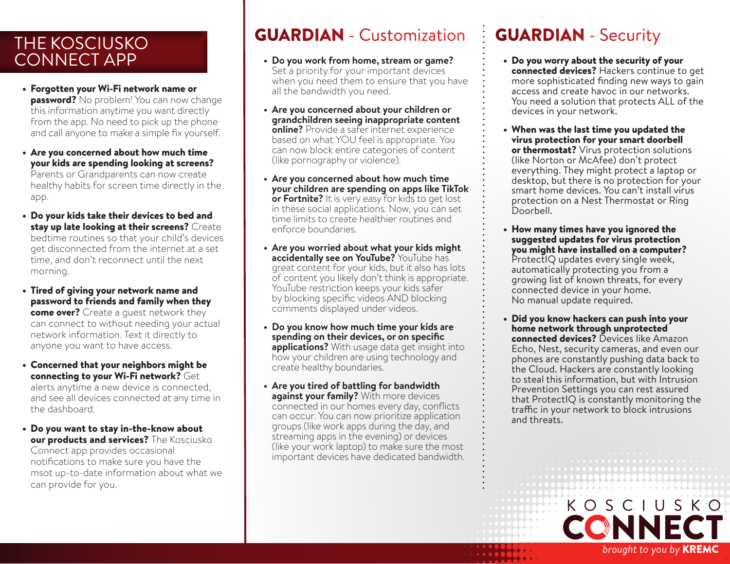# THE KOSCIUSKO CONNECT APP

- **Forgotten your Wi-Fi network name or password?** No problem! You can now change this information anytime you want directly from the app. No need to pick up the phone and call anyone to make a simple fix yourself.
- **Are you concerned about how much time your kids are spending looking at screens?** Parents or Grandparents can now create healthy habits for screen time directly in the app.
- **Do your kids take their devices to bed and stay up late looking at their screens?** Create bedtime routines so that your child's devices get disconnected from the internet at a set time, and don't reconnect until the next morning.
- **Tired of giving your network name and password to friends and family when they come over?** Create a guest network they can connect to without needing your actual network information. Text it directly to anyone you want to have access.
- **Concerned that your neighbors might be connecting to your Wi-Fi network?** Get alerts anytime a new device is connected, and see all devices connected at any time in the dashboard.
- **Do you want to stay in-the-know about our products and services?** The Kosciusko Connect app provides occasional notifications to make sure you have the msot up-to-date information about what we can provide for you.

## GUARDIAN - Customization

- **Do you work from home, stream or game?** Set a priority for your important devices when you need them to ensure that you have all the bandwidth you need.
- **Are you concerned about your children or grandchildren seeing inappropriate content online?** Provide a safer internet experience based on what YOU feel is appropriate. You can now block entire categories of content (like pornography or violence).
- **Are you concerned about how much time your children are spending on apps like TikTok or Fortnite?** It is very easy for kids to get lost in these social applications. Now, you can set time limits to create healthier routines and enforce boundaries.
- **Are you worried about what your kids might accidentally see on YouTube?** YouTube has great content for your kids, but it also has lots of content you likely don't think is appropriate. YouTube restriction keeps your kids safer by blocking specific videos AND blocking comments displayed under videos.
- **Do you know how much time your kids are spending on their devices, or on specific applications?** With usage data get insight into how your children are using technology and create healthy boundaries.
- **Are you tired of battling for bandwidth against your family?** With more devices connected in our homes every day, conflicts can occur. You can now prioritize application groups (like work apps during the day, and streaming apps in the evening) or devices (like your work laptop) to make sure the most important devices have dedicated bandwidth.

## GUARDIAN - Security

- **Do you worry about the security of your connected devices?** Hackers continue to get more sophisticated finding new ways to gain access and create havoc in our networks. You need a solution that protects ALL of the devices in your network.
- **When was the last time you updated the virus protection for your smart doorbell or thermostat?** Virus protection solutions (like Norton or McAfee) don't protect everything. They might protect a laptop or desktop, but there is no protection for your smart home devices. You can't install virus protection on a Nest Thermostat or Ring Doorbell.
- **How many times have you ignored the suggested updates for virus protection you might have installed on a computer?** ProtectIQ updates every single week, automatically protecting you from a growing list of known threats, for every connected device in your home. No manual update required.
- **Did you know hackers can push into your home network through unprotected connected devices?** Devices like Amazon Echo, Nest, security cameras, and even our phones are constantly pushing data back to the Cloud. Hackers are constantly looking to steal this information, but with Intrusion Prevention Settings you can rest assured that ProtectIQ is constantly monitoring the traffic in your network to block intrusions and threats.

KOSCIUSKO CONNECT

*brought to you by* **KREMC**